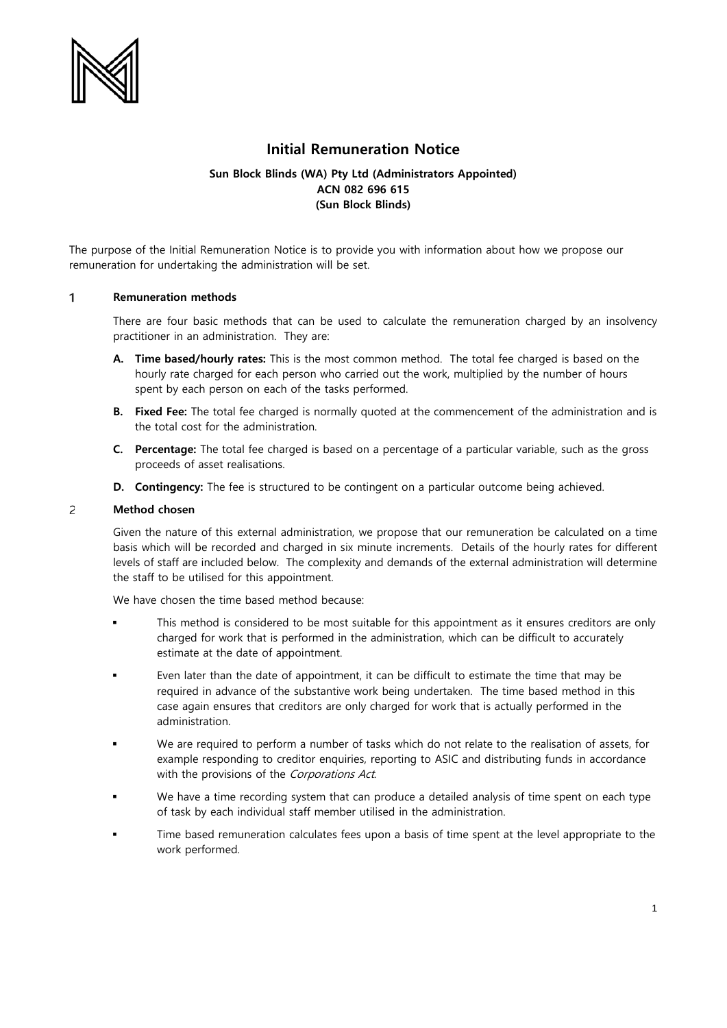# Initial Remuneration Notice

**Sun Block Blinds (WA) Pty Ltd (Administrators Appointed)**
**ACN 082 696 615**
**(Sun Block Blinds)**

The purpose of the Initial Remuneration Notice is to provide you with information about how we propose our remuneration for undertaking the administration will be set.

## 1 Remuneration methods

There are four basic methods that can be used to calculate the remuneration charged by an insolvency practitioner in an administration. They are:

**A. Time based/hourly rates:** This is the most common method. The total fee charged is based on the hourly rate charged for each person who carried out the work, multiplied by the number of hours spent by each person on each of the tasks performed.

**B. Fixed Fee:** The total fee charged is normally quoted at the commencement of the administration and is the total cost for the administration.

**C. Percentage:** The total fee charged is based on a percentage of a particular variable, such as the gross proceeds of asset realisations.

**D. Contingency:** The fee is structured to be contingent on a particular outcome being achieved.

## 2 Method chosen

Given the nature of this external administration, we propose that our remuneration be calculated on a time basis which will be recorded and charged in six minute increments. Details of the hourly rates for different levels of staff are included below. The complexity and demands of the external administration will determine the staff to be utilised for this appointment.

We have chosen the time based method because:

- This method is considered to be most suitable for this appointment as it ensures creditors are only charged for work that is performed in the administration, which can be difficult to accurately estimate at the date of appointment.
- Even later than the date of appointment, it can be difficult to estimate the time that may be required in advance of the substantive work being undertaken. The time based method in this case again ensures that creditors are only charged for work that is actually performed in the administration.
- We are required to perform a number of tasks which do not relate to the realisation of assets, for example responding to creditor enquiries, reporting to ASIC and distributing funds in accordance with the provisions of the *Corporations Act*.
- We have a time recording system that can produce a detailed analysis of time spent on each type of task by each individual staff member utilised in the administration.
- Time based remuneration calculates fees upon a basis of time spent at the level appropriate to the work performed.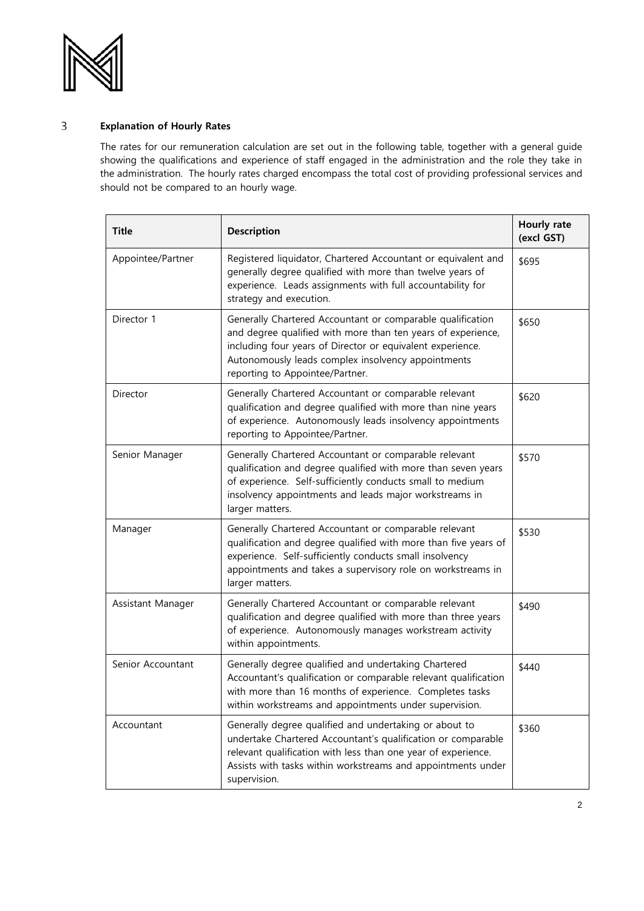## 3 Explanation of Hourly Rates

The rates for our remuneration calculation are set out in the following table, together with a general guide showing the qualifications and experience of staff engaged in the administration and the role they take in the administration. The hourly rates charged encompass the total cost of providing professional services and should not be compared to an hourly wage.

| Title | Description | Hourly rate (excl GST) |
|---|---|---|
| Appointee/Partner | Registered liquidator, Chartered Accountant or equivalent and generally degree qualified with more than twelve years of experience. Leads assignments with full accountability for strategy and execution. | \$695 |
| Director 1 | Generally Chartered Accountant or comparable qualification and degree qualified with more than ten years of experience, including four years of Director or equivalent experience. Autonomously leads complex insolvency appointments reporting to Appointee/Partner. | \$650 |
| Director | Generally Chartered Accountant or comparable relevant qualification and degree qualified with more than nine years of experience. Autonomously leads insolvency appointments reporting to Appointee/Partner. | \$620 |
| Senior Manager | Generally Chartered Accountant or comparable relevant qualification and degree qualified with more than seven years of experience. Self-sufficiently conducts small to medium insolvency appointments and leads major workstreams in larger matters. | \$570 |
| Manager | Generally Chartered Accountant or comparable relevant qualification and degree qualified with more than five years of experience. Self-sufficiently conducts small insolvency appointments and takes a supervisory role on workstreams in larger matters. | \$530 |
| Assistant Manager | Generally Chartered Accountant or comparable relevant qualification and degree qualified with more than three years of experience. Autonomously manages workstream activity within appointments. | \$490 |
| Senior Accountant | Generally degree qualified and undertaking Chartered Accountant's qualification or comparable relevant qualification with more than 16 months of experience. Completes tasks within workstreams and appointments under supervision. | \$440 |
| Accountant | Generally degree qualified and undertaking or about to undertake Chartered Accountant's qualification or comparable relevant qualification with less than one year of experience. Assists with tasks within workstreams and appointments under supervision. | \$360 |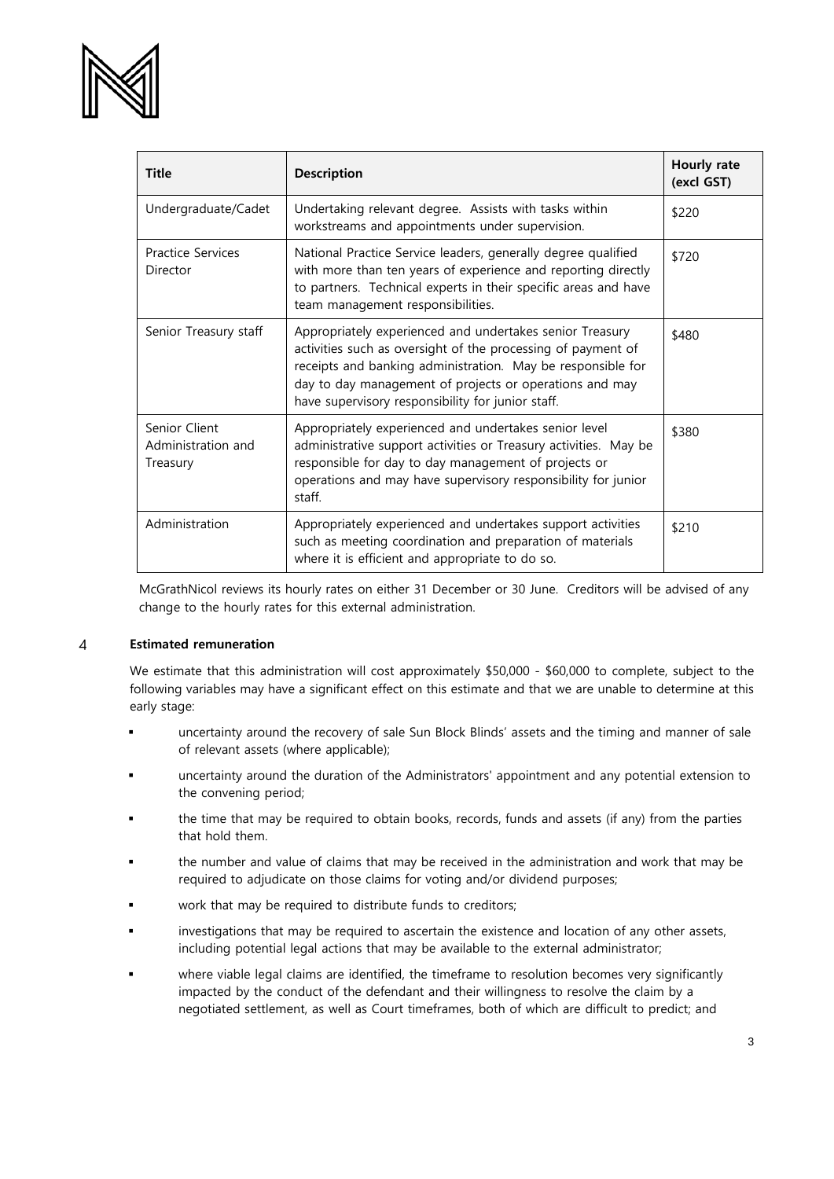| Title | Description | Hourly rate (excl GST) |
| --- | --- | --- |
| Undergraduate/Cadet | Undertaking relevant degree. Assists with tasks within workstreams and appointments under supervision. | $220 |
| Practice Services Director | National Practice Service leaders, generally degree qualified with more than ten years of experience and reporting directly to partners. Technical experts in their specific areas and have team management responsibilities. | $720 |
| Senior Treasury staff | Appropriately experienced and undertakes senior Treasury activities such as oversight of the processing of payment of receipts and banking administration. May be responsible for day to day management of projects or operations and may have supervisory responsibility for junior staff. | $480 |
| Senior Client Administration and Treasury | Appropriately experienced and undertakes senior level administrative support activities or Treasury activities. May be responsible for day to day management of projects or operations and may have supervisory responsibility for junior staff. | $380 |
| Administration | Appropriately experienced and undertakes support activities such as meeting coordination and preparation of materials where it is efficient and appropriate to do so. | $210 |

McGrathNicol reviews its hourly rates on either 31 December or 30 June. Creditors will be advised of any change to the hourly rates for this external administration.

## 4 Estimated remuneration

We estimate that this administration will cost approximately $50,000 - $60,000 to complete, subject to the following variables may have a significant effect on this estimate and that we are unable to determine at this early stage:

- uncertainty around the recovery of sale Sun Block Blinds' assets and the timing and manner of sale of relevant assets (where applicable);
- uncertainty around the duration of the Administrators' appointment and any potential extension to the convening period;
- the time that may be required to obtain books, records, funds and assets (if any) from the parties that hold them.
- the number and value of claims that may be received in the administration and work that may be required to adjudicate on those claims for voting and/or dividend purposes;
- work that may be required to distribute funds to creditors;
- investigations that may be required to ascertain the existence and location of any other assets, including potential legal actions that may be available to the external administrator;
- where viable legal claims are identified, the timeframe to resolution becomes very significantly impacted by the conduct of the defendant and their willingness to resolve the claim by a negotiated settlement, as well as Court timeframes, both of which are difficult to predict; and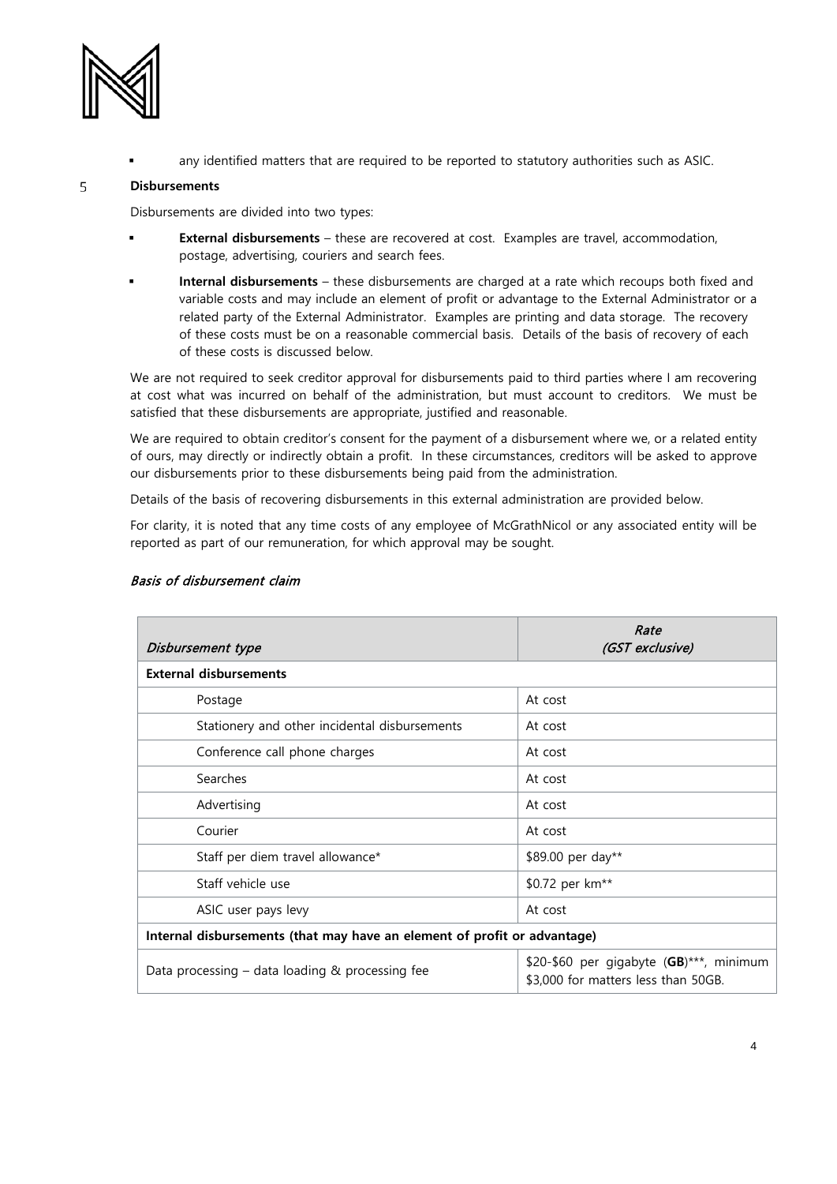- any identified matters that are required to be reported to statutory authorities such as ASIC.

## 5 Disbursements

Disbursements are divided into two types:

- **External disbursements** – these are recovered at cost. Examples are travel, accommodation, postage, advertising, couriers and search fees.
- **Internal disbursements** – these disbursements are charged at a rate which recoups both fixed and variable costs and may include an element of profit or advantage to the External Administrator or a related party of the External Administrator. Examples are printing and data storage. The recovery of these costs must be on a reasonable commercial basis. Details of the basis of recovery of each of these costs is discussed below.

We are not required to seek creditor approval for disbursements paid to third parties where I am recovering at cost what was incurred on behalf of the administration, but must account to creditors. We must be satisfied that these disbursements are appropriate, justified and reasonable.

We are required to obtain creditor's consent for the payment of a disbursement where we, or a related entity of ours, may directly or indirectly obtain a profit. In these circumstances, creditors will be asked to approve our disbursements prior to these disbursements being paid from the administration.

Details of the basis of recovering disbursements in this external administration are provided below.

For clarity, it is noted that any time costs of any employee of McGrathNicol or any associated entity will be reported as part of our remuneration, for which approval may be sought.

### *Basis of disbursement claim*

| *Disbursement type* | *Rate (GST exclusive)* |
|---|---|
| **External disbursements** | |
| Postage | At cost |
| Stationery and other incidental disbursements | At cost |
| Conference call phone charges | At cost |
| Searches | At cost |
| Advertising | At cost |
| Courier | At cost |
| Staff per diem travel allowance* | $89.00 per day** |
| Staff vehicle use | $0.72 per km** |
| ASIC user pays levy | At cost |
| **Internal disbursements (that may have an element of profit or advantage)** | |
| Data processing – data loading & processing fee | $20-$60 per gigabyte (**GB**)***, minimum $3,000 for matters less than 50GB. |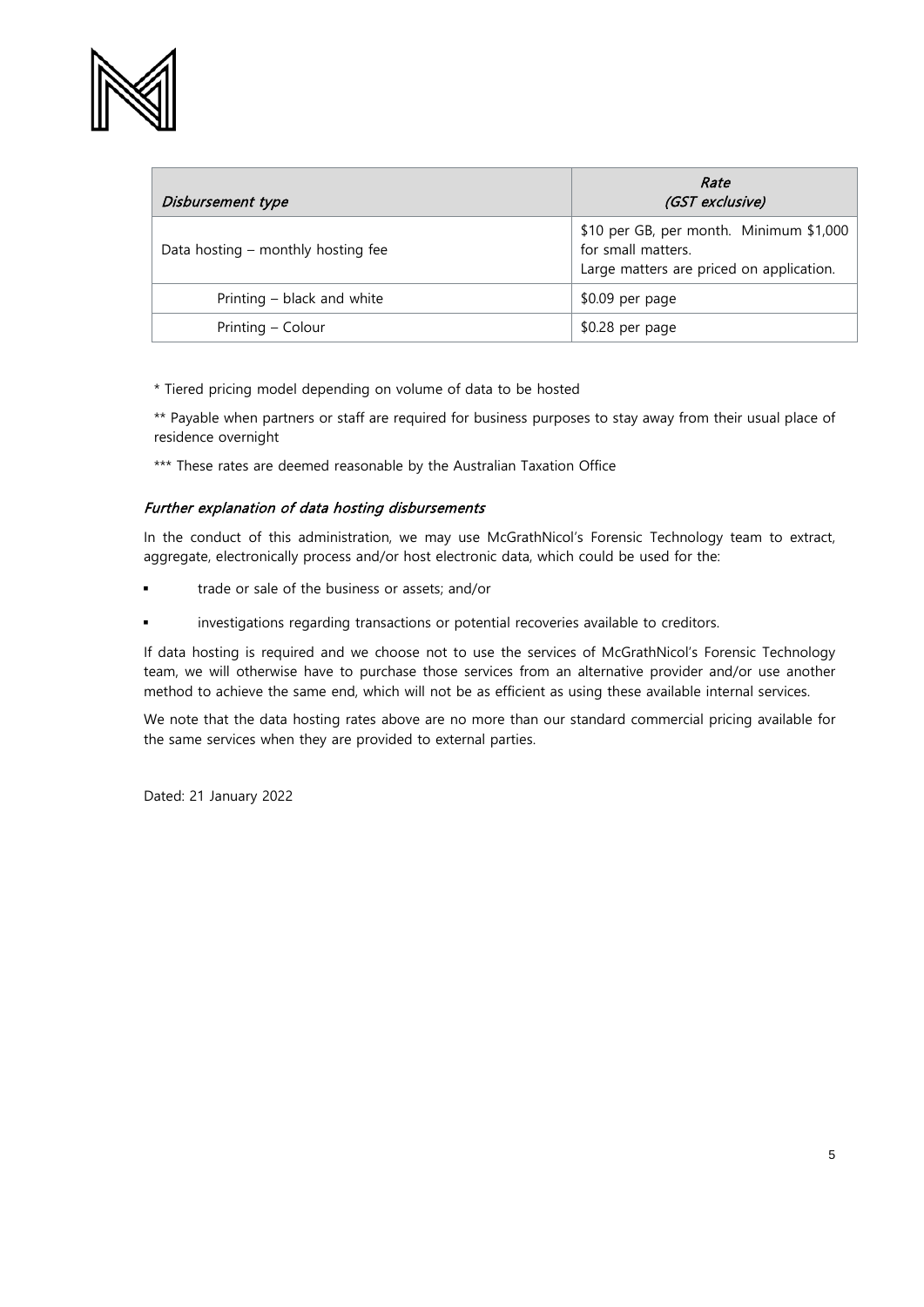| *Disbursement type* | *Rate (GST exclusive)* |
|---|---|
| Data hosting – monthly hosting fee | $10 per GB, per month. Minimum $1,000 for small matters. Large matters are priced on application. |
| Printing – black and white | $0.09 per page |
| Printing – Colour | $0.28 per page |

* Tiered pricing model depending on volume of data to be hosted

** Payable when partners or staff are required for business purposes to stay away from their usual place of residence overnight

*** These rates are deemed reasonable by the Australian Taxation Office

### *Further explanation of data hosting disbursements*

In the conduct of this administration, we may use McGrathNicol's Forensic Technology team to extract, aggregate, electronically process and/or host electronic data, which could be used for the:

- trade or sale of the business or assets; and/or
- investigations regarding transactions or potential recoveries available to creditors.

If data hosting is required and we choose not to use the services of McGrathNicol's Forensic Technology team, we will otherwise have to purchase those services from an alternative provider and/or use another method to achieve the same end, which will not be as efficient as using these available internal services.

We note that the data hosting rates above are no more than our standard commercial pricing available for the same services when they are provided to external parties.

Dated: 21 January 2022